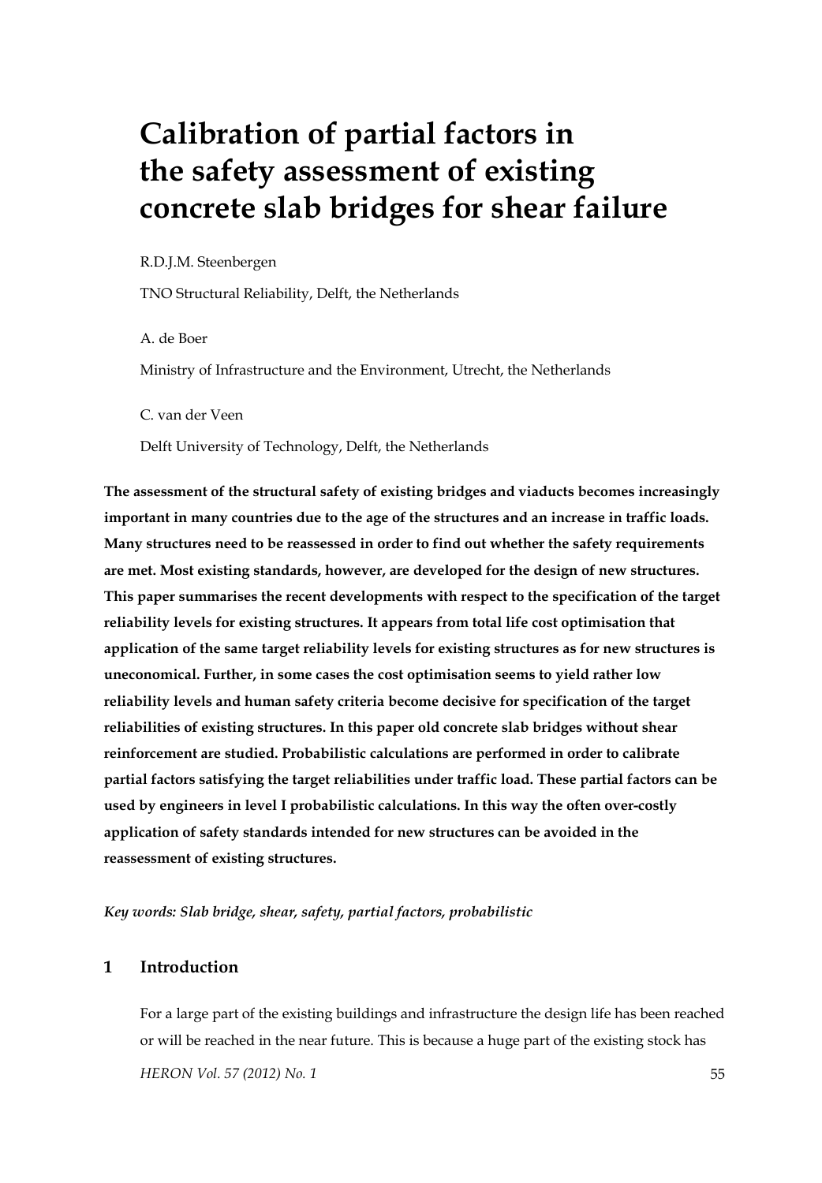# Calibration of partial factors in the safety assessment of existing concrete slab bridges for shear failure

R.D.J.M. Steenbergen

TNO Structural Reliability, Delft, the Netherlands

A. de Boer

Ministry of Infrastructure and the Environment, Utrecht, the Netherlands

C. van der Veen

Delft University of Technology, Delft, the Netherlands

**The assessment of the structural safety of existing bridges and viaducts becomes increasingly important in many countries due to the age of the structures and an increase in traffic loads. Many structures need to be reassessed in order to find out whether the safety requirements are met. Most existing standards, however, are developed for the design of new structures. This paper summarises the recent developments with respect to the specification of the target reliability levels for existing structures. It appears from total life cost optimisation that application of the same target reliability levels for existing structures as for new structures is uneconomical. Further, in some cases the cost optimisation seems to yield rather low reliability levels and human safety criteria become decisive for specification of the target reliabilities of existing structures. In this paper old concrete slab bridges without shear reinforcement are studied. Probabilistic calculations are performed in order to calibrate partial factors satisfying the target reliabilities under traffic load. These partial factors can be used by engineers in level I probabilistic calculations. In this way the often over-costly application of safety standards intended for new structures can be avoided in the reassessment of existing structures.**

***Key words: Slab bridge, shear, safety, partial factors, probabilistic***

## 1 Introduction

For a large part of the existing buildings and infrastructure the design life has been reached or will be reached in the near future. This is because a huge part of the existing stock has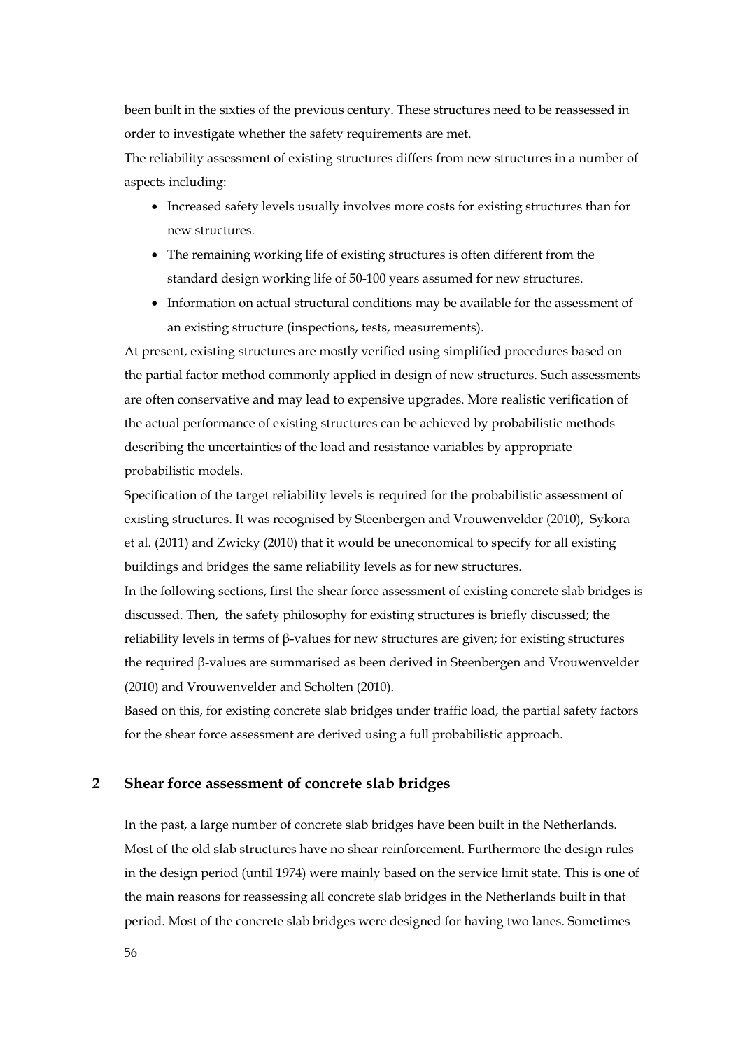been built in the sixties of the previous century. These structures need to be reassessed in order to investigate whether the safety requirements are met.

The reliability assessment of existing structures differs from new structures in a number of aspects including:

- Increased safety levels usually involves more costs for existing structures than for new structures.
- The remaining working life of existing structures is often different from the standard design working life of 50-100 years assumed for new structures.
- Information on actual structural conditions may be available for the assessment of an existing structure (inspections, tests, measurements).

At present, existing structures are mostly verified using simplified procedures based on the partial factor method commonly applied in design of new structures. Such assessments are often conservative and may lead to expensive upgrades. More realistic verification of the actual performance of existing structures can be achieved by probabilistic methods describing the uncertainties of the load and resistance variables by appropriate probabilistic models.

Specification of the target reliability levels is required for the probabilistic assessment of existing structures. It was recognised by Steenbergen and Vrouwenvelder (2010), Sykora et al. (2011) and Zwicky (2010) that it would be uneconomical to specify for all existing buildings and bridges the same reliability levels as for new structures.

In the following sections, first the shear force assessment of existing concrete slab bridges is discussed. Then, the safety philosophy for existing structures is briefly discussed; the reliability levels in terms of β-values for new structures are given; for existing structures the required β-values are summarised as been derived in Steenbergen and Vrouwenvelder (2010) and Vrouwenvelder and Scholten (2010).

Based on this, for existing concrete slab bridges under traffic load, the partial safety factors for the shear force assessment are derived using a full probabilistic approach.

## 2 Shear force assessment of concrete slab bridges

In the past, a large number of concrete slab bridges have been built in the Netherlands. Most of the old slab structures have no shear reinforcement. Furthermore the design rules in the design period (until 1974) were mainly based on the service limit state. This is one of the main reasons for reassessing all concrete slab bridges in the Netherlands built in that period. Most of the concrete slab bridges were designed for having two lanes. Sometimes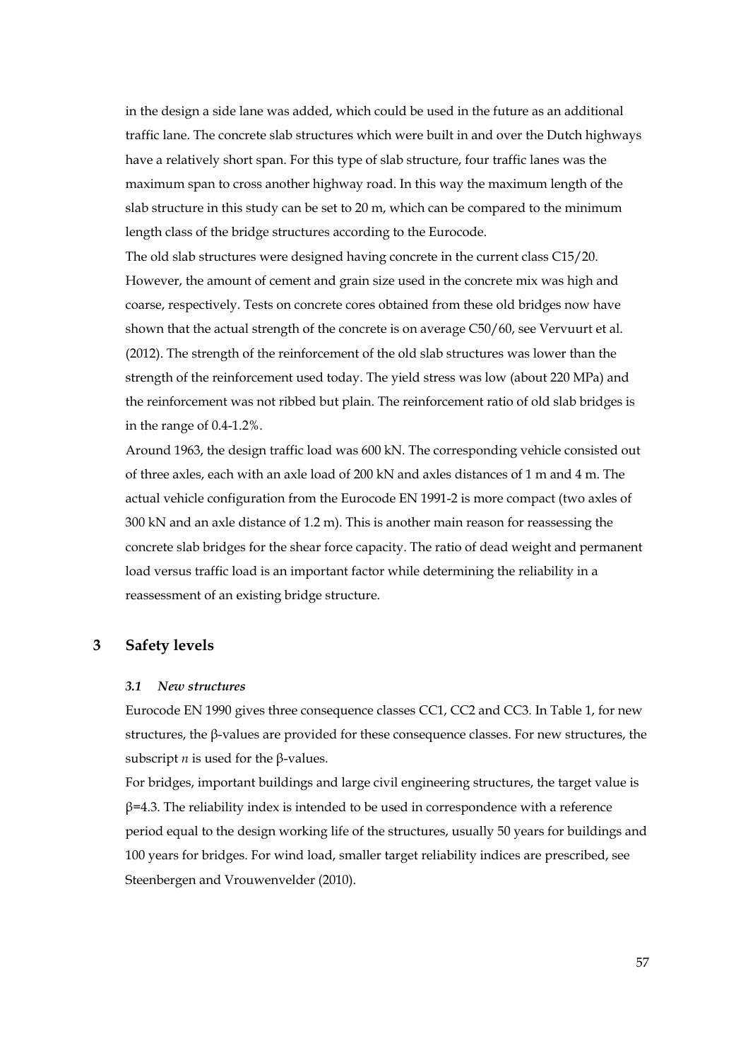in the design a side lane was added, which could be used in the future as an additional traffic lane. The concrete slab structures which were built in and over the Dutch highways have a relatively short span. For this type of slab structure, four traffic lanes was the maximum span to cross another highway road. In this way the maximum length of the slab structure in this study can be set to 20 m, which can be compared to the minimum length class of the bridge structures according to the Eurocode.

The old slab structures were designed having concrete in the current class C15/20. However, the amount of cement and grain size used in the concrete mix was high and coarse, respectively. Tests on concrete cores obtained from these old bridges now have shown that the actual strength of the concrete is on average C50/60, see Vervuurt et al. (2012). The strength of the reinforcement of the old slab structures was lower than the strength of the reinforcement used today. The yield stress was low (about 220 MPa) and the reinforcement was not ribbed but plain. The reinforcement ratio of old slab bridges is in the range of 0.4-1.2%.

Around 1963, the design traffic load was 600 kN. The corresponding vehicle consisted out of three axles, each with an axle load of 200 kN and axles distances of 1 m and 4 m. The actual vehicle configuration from the Eurocode EN 1991-2 is more compact (two axles of 300 kN and an axle distance of 1.2 m). This is another main reason for reassessing the concrete slab bridges for the shear force capacity. The ratio of dead weight and permanent load versus traffic load is an important factor while determining the reliability in a reassessment of an existing bridge structure.

## 3 Safety levels

### *3.1 New structures*

Eurocode EN 1990 gives three consequence classes CC1, CC2 and CC3. In Table 1, for new structures, the β-values are provided for these consequence classes. For new structures, the subscript $n$ is used for the β-values.

For bridges, important buildings and large civil engineering structures, the target value is $\beta$=4.3. The reliability index is intended to be used in correspondence with a reference period equal to the design working life of the structures, usually 50 years for buildings and 100 years for bridges. For wind load, smaller target reliability indices are prescribed, see Steenbergen and Vrouwenvelder (2010).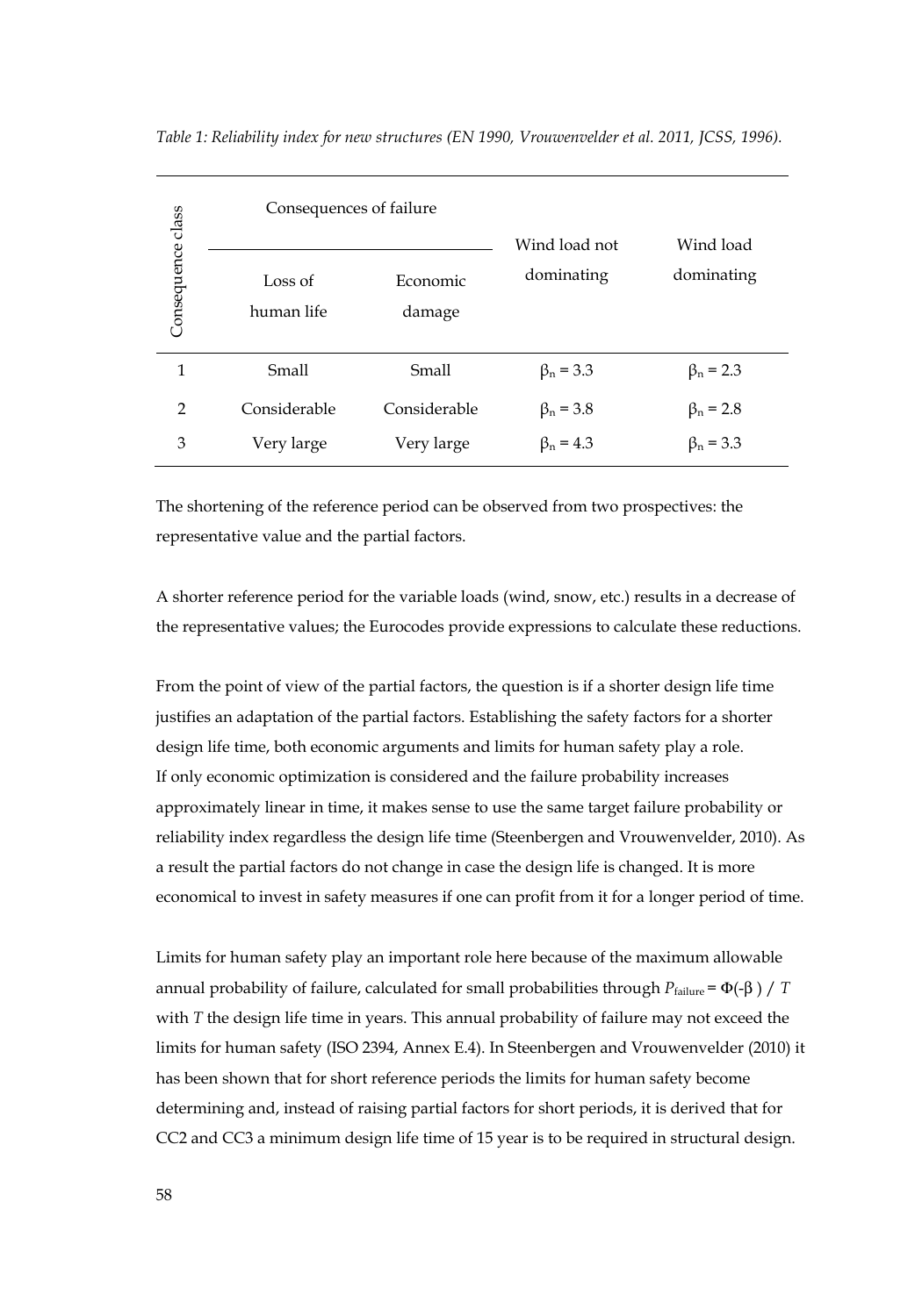*Table 1: Reliability index for new structures (EN 1990, Vrouwenvelder et al. 2011, JCSS, 1996).*

| Consequence class | Consequences of failure | | Wind load not dominating | Wind load dominating |
|---|---|---|---|---|
| | Loss of human life | Economic damage | | |
| 1 | Small | Small | $\beta_n = 3.3$ | $\beta_n = 2.3$ |
| 2 | Considerable | Considerable | $\beta_n = 3.8$ | $\beta_n = 2.8$ |
| 3 | Very large | Very large | $\beta_n = 4.3$ | $\beta_n = 3.3$ |

The shortening of the reference period can be observed from two prospectives: the representative value and the partial factors.

A shorter reference period for the variable loads (wind, snow, etc.) results in a decrease of the representative values; the Eurocodes provide expressions to calculate these reductions.

From the point of view of the partial factors, the question is if a shorter design life time justifies an adaptation of the partial factors. Establishing the safety factors for a shorter design life time, both economic arguments and limits for human safety play a role. If only economic optimization is considered and the failure probability increases approximately linear in time, it makes sense to use the same target failure probability or reliability index regardless the design life time (Steenbergen and Vrouwenvelder, 2010). As a result the partial factors do not change in case the design life is changed. It is more economical to invest in safety measures if one can profit from it for a longer period of time.

Limits for human safety play an important role here because of the maximum allowable annual probability of failure, calculated for small probabilities through $P_{\text{failure}} = \Phi(-\beta) \,/\, T$ with $T$ the design life time in years. This annual probability of failure may not exceed the limits for human safety (ISO 2394, Annex E.4). In Steenbergen and Vrouwenvelder (2010) it has been shown that for short reference periods the limits for human safety become determining and, instead of raising partial factors for short periods, it is derived that for CC2 and CC3 a minimum design life time of 15 year is to be required in structural design.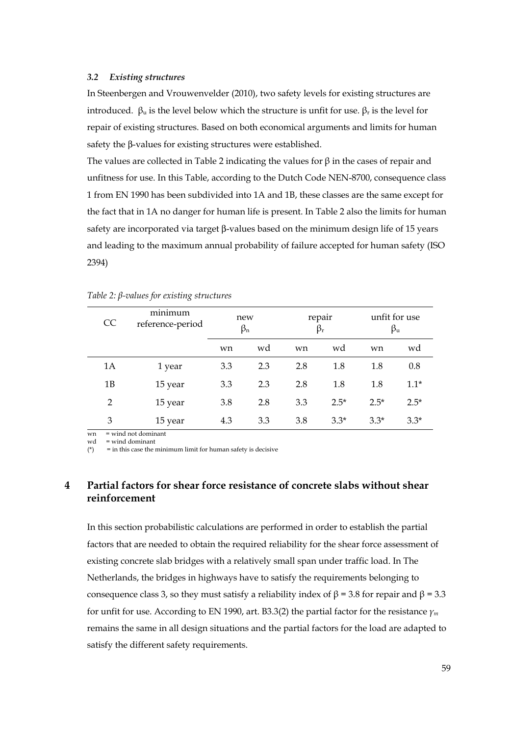### *3.2 Existing structures*

In Steenbergen and Vrouwenvelder (2010), two safety levels for existing structures are introduced. $\beta_u$ is the level below which the structure is unfit for use. $\beta_r$ is the level for repair of existing structures. Based on both economical arguments and limits for human safety the β-values for existing structures were established.

The values are collected in Table 2 indicating the values for β in the cases of repair and unfitness for use. In this Table, according to the Dutch Code NEN-8700, consequence class 1 from EN 1990 has been subdivided into 1A and 1B, these classes are the same except for the fact that in 1A no danger for human life is present. In Table 2 also the limits for human safety are incorporated via target β-values based on the minimum design life of 15 years and leading to the maximum annual probability of failure accepted for human safety (ISO 2394)

*Table 2: β-values for existing structures*

| CC | minimum reference-period | new $\beta_n$ | | repair $\beta_r$ | | unfit for use $\beta_u$ | |
|---|---|---|---|---|---|---|---|
| | | wn | wd | wn | wd | wn | wd |
| 1A | 1 year | 3.3 | 2.3 | 2.8 | 1.8 | 1.8 | 0.8 |
| 1B | 15 year | 3.3 | 2.3 | 2.8 | 1.8 | 1.8 | 1.1* |
| 2 | 15 year | 3.8 | 2.8 | 3.3 | 2.5* | 2.5* | 2.5* |
| 3 | 15 year | 4.3 | 3.3 | 3.8 | 3.3* | 3.3* | 3.3* |

wn = wind not dominant
wd = wind dominant
(*) = in this case the minimum limit for human safety is decisive

## 4 Partial factors for shear force resistance of concrete slabs without shear reinforcement

In this section probabilistic calculations are performed in order to establish the partial factors that are needed to obtain the required reliability for the shear force assessment of existing concrete slab bridges with a relatively small span under traffic load. In The Netherlands, the bridges in highways have to satisfy the requirements belonging to consequence class 3, so they must satisfy a reliability index of $\beta = 3.8$ for repair and $\beta = 3.3$ for unfit for use. According to EN 1990, art. B3.3(2) the partial factor for the resistance $\gamma_m$ remains the same in all design situations and the partial factors for the load are adapted to satisfy the different safety requirements.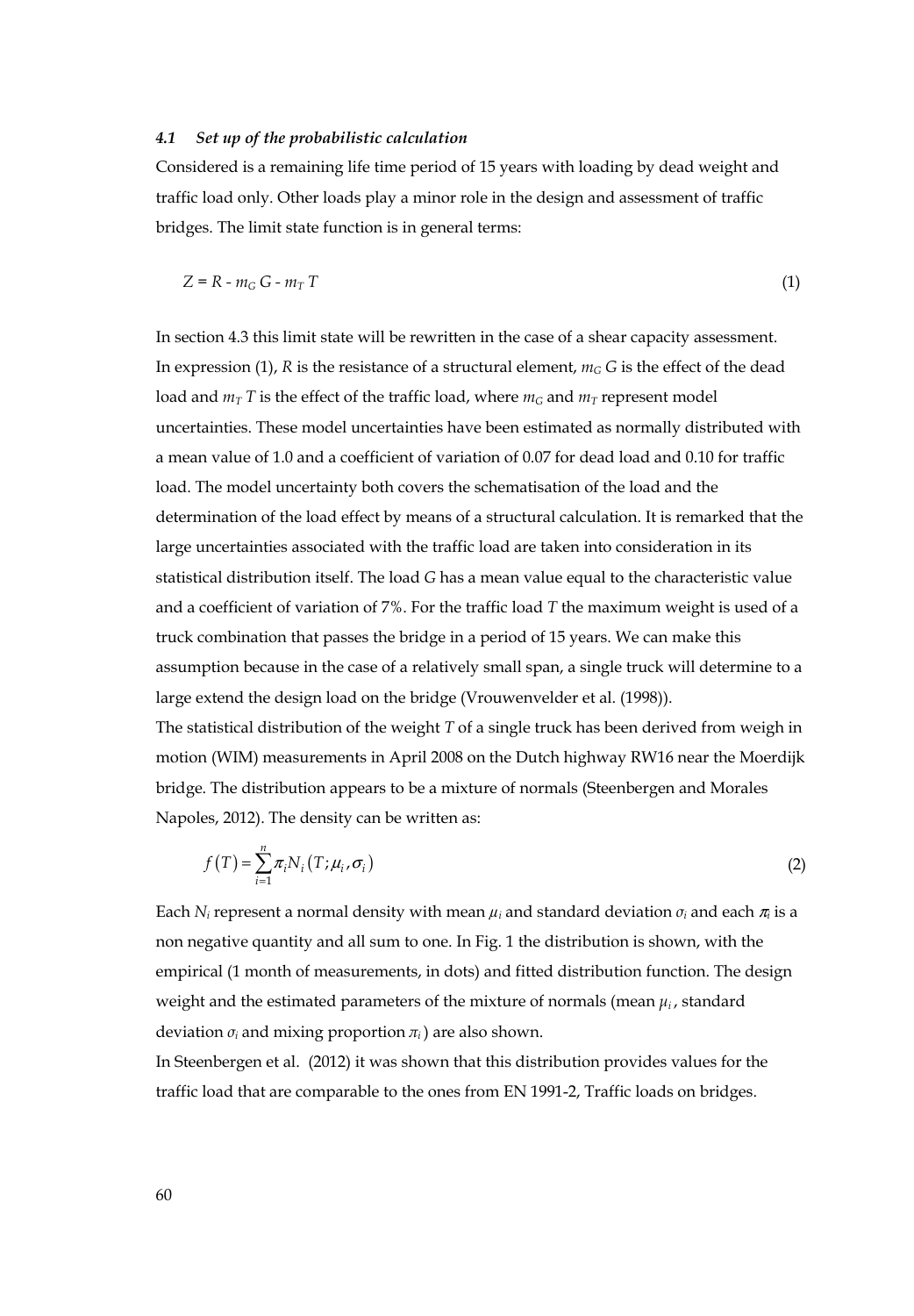### *4.1 Set up of the probabilistic calculation*

Considered is a remaining life time period of 15 years with loading by dead weight and traffic load only. Other loads play a minor role in the design and assessment of traffic bridges. The limit state function is in general terms:

$$Z = R - m_G\, G - m_T\, T \tag{1}$$

In section 4.3 this limit state will be rewritten in the case of a shear capacity assessment. In expression (1), $R$ is the resistance of a structural element, $m_G\, G$ is the effect of the dead load and $m_T\, T$ is the effect of the traffic load, where $m_G$ and $m_T$ represent model uncertainties. These model uncertainties have been estimated as normally distributed with a mean value of 1.0 and a coefficient of variation of 0.07 for dead load and 0.10 for traffic load. The model uncertainty both covers the schematisation of the load and the determination of the load effect by means of a structural calculation. It is remarked that the large uncertainties associated with the traffic load are taken into consideration in its statistical distribution itself. The load $G$ has a mean value equal to the characteristic value and a coefficient of variation of 7%. For the traffic load $T$ the maximum weight is used of a truck combination that passes the bridge in a period of 15 years. We can make this assumption because in the case of a relatively small span, a single truck will determine to a large extend the design load on the bridge (Vrouwenvelder et al. (1998)).

The statistical distribution of the weight $T$ of a single truck has been derived from weigh in motion (WIM) measurements in April 2008 on the Dutch highway RW16 near the Moerdijk bridge. The distribution appears to be a mixture of normals (Steenbergen and Morales Napoles, 2012). The density can be written as:

$$f(T) = \sum_{i=1}^{n} \pi_i N_i(T; \mu_i, \sigma_i) \tag{2}$$

Each $N_i$ represent a normal density with mean $\mu_i$ and standard deviation $\sigma_i$ and each $\pi_i$ is a non negative quantity and all sum to one. In Fig. 1 the distribution is shown, with the empirical (1 month of measurements, in dots) and fitted distribution function. The design weight and the estimated parameters of the mixture of normals (mean $\mu_i$, standard deviation $\sigma_i$ and mixing proportion $\pi_i$) are also shown.

In Steenbergen et al. (2012) it was shown that this distribution provides values for the traffic load that are comparable to the ones from EN 1991-2, Traffic loads on bridges.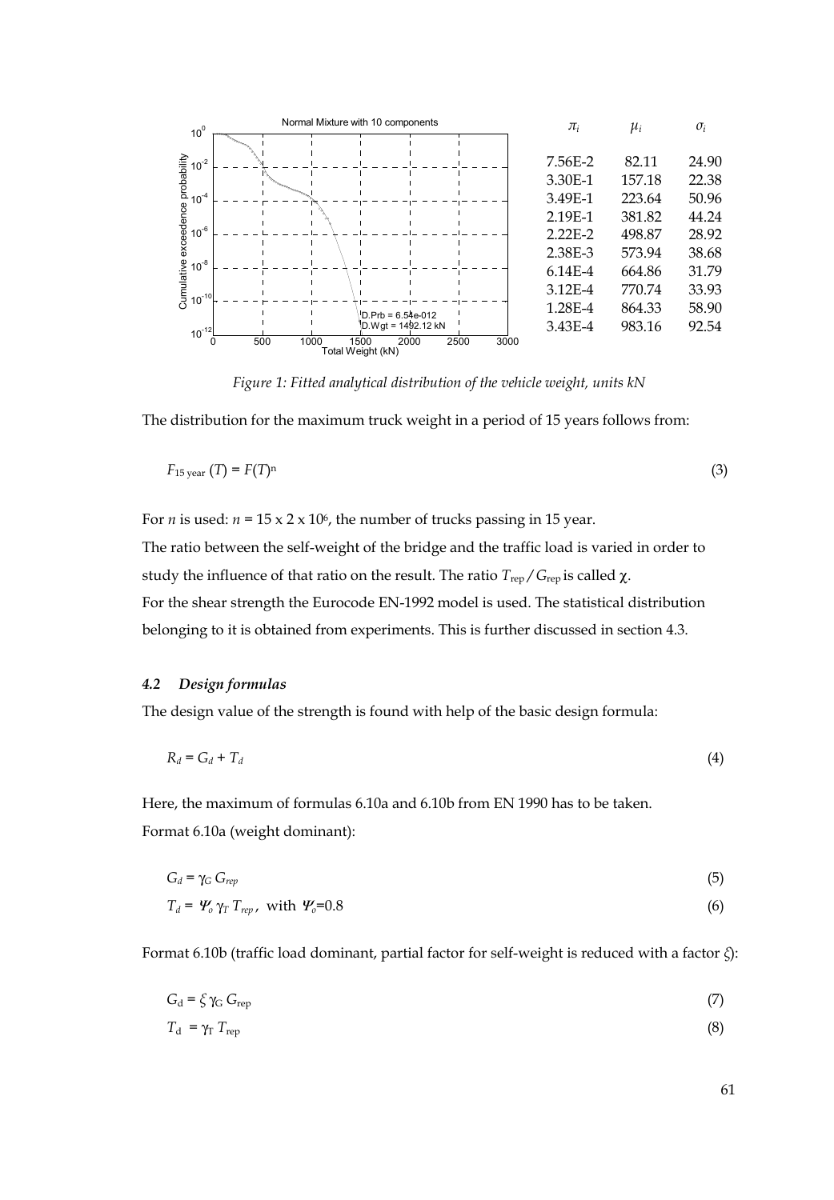| $\pi_i$ | $\mu_i$ | $\sigma_i$ |
|---|---|---|
| 7.56E-2 | 82.11 | 24.90 |
| 3.30E-1 | 157.18 | 22.38 |
| 3.49E-1 | 223.64 | 50.96 |
| 2.19E-1 | 381.82 | 44.24 |
| 2.22E-2 | 498.87 | 28.92 |
| 2.38E-3 | 573.94 | 38.68 |
| 6.14E-4 | 664.86 | 31.79 |
| 3.12E-4 | 770.74 | 33.93 |
| 1.28E-4 | 864.33 | 58.90 |
| 3.43E-4 | 983.16 | 92.54 |

*Figure 1: Fitted analytical distribution of the vehicle weight, units kN*

The distribution for the maximum truck weight in a period of 15 years follows from:

$$F_{15\text{ year}}(T) = F(T)^n \tag{3}$$

For $n$ is used: $n = 15 \times 2 \times 10^6$, the number of trucks passing in 15 year.

The ratio between the self-weight of the bridge and the traffic load is varied in order to study the influence of that ratio on the result. The ratio $T_{\text{rep}} / G_{\text{rep}}$ is called $\chi$.

For the shear strength the Eurocode EN-1992 model is used. The statistical distribution belonging to it is obtained from experiments. This is further discussed in section 4.3.

### *4.2 Design formulas*

The design value of the strength is found with help of the basic design formula:

$$R_d = G_d + T_d \tag{4}$$

Here, the maximum of formulas 6.10a and 6.10b from EN 1990 has to be taken.

Format 6.10a (weight dominant):

$$G_d = \gamma_G \, G_{rep} \tag{5}$$

$$T_d = \Psi_o \, \gamma_T \, T_{rep}, \text{ with } \Psi_o\text{=0.8} \tag{6}$$

Format 6.10b (traffic load dominant, partial factor for self-weight is reduced with a factor $\xi$):

$$G_{\text{d}} = \xi \, \gamma_{\text{G}} \, G_{\text{rep}} \tag{7}$$

$$T_{\text{d}} = \gamma_{\text{T}} \, T_{\text{rep}} \tag{8}$$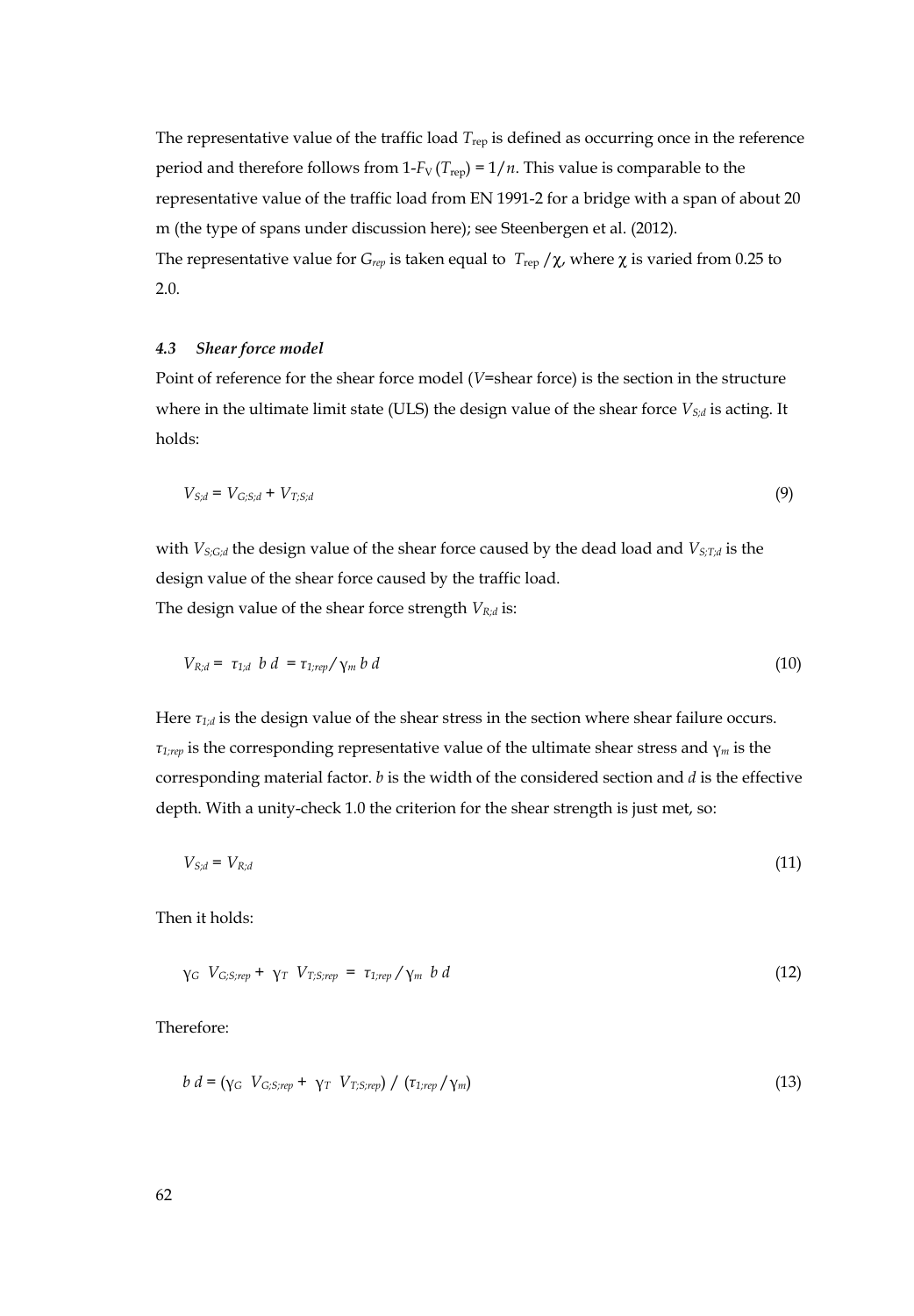The representative value of the traffic load $T_{\text{rep}}$ is defined as occurring once in the reference period and therefore follows from $1\text{-}F_V(T_{\text{rep}}) = 1/n$. This value is comparable to the representative value of the traffic load from EN 1991-2 for a bridge with a span of about 20 m (the type of spans under discussion here); see Steenbergen et al. (2012).
The representative value for $G_{rep}$ is taken equal to $T_{\text{rep}}/\chi$, where $\chi$ is varied from 0.25 to 2.0.

### 4.3 *Shear force model*

Point of reference for the shear force model ($V$=shear force) is the section in the structure where in the ultimate limit state (ULS) the design value of the shear force $V_{S;d}$ is acting. It holds:

$$V_{S;d} = V_{G;S;d} + V_{T;S;d} \tag{9}$$

with $V_{S;G;d}$ the design value of the shear force caused by the dead load and $V_{S;T;d}$ is the design value of the shear force caused by the traffic load.
The design value of the shear force strength $V_{R;d}$ is:

$$V_{R;d} = \tau_{1;d}\ b\ d = \tau_{1;rep}/\gamma_m\ b\ d \tag{10}$$

Here $\tau_{1;d}$ is the design value of the shear stress in the section where shear failure occurs. $\tau_{1;rep}$ is the corresponding representative value of the ultimate shear stress and $\gamma_m$ is the corresponding material factor. $b$ is the width of the considered section and $d$ is the effective depth. With a unity-check 1.0 the criterion for the shear strength is just met, so:

$$V_{S;d} = V_{R;d} \tag{11}$$

Then it holds:

$$\gamma_G\ V_{G;S;rep} + \gamma_T\ V_{T;S;rep} = \tau_{1;rep}/\gamma_m\ b\ d \tag{12}$$

Therefore:

$$b\ d = (\gamma_G\ V_{G;S;rep} + \gamma_T\ V_{T;S;rep})\ /\ (\tau_{1;rep}/\gamma_m) \tag{13}$$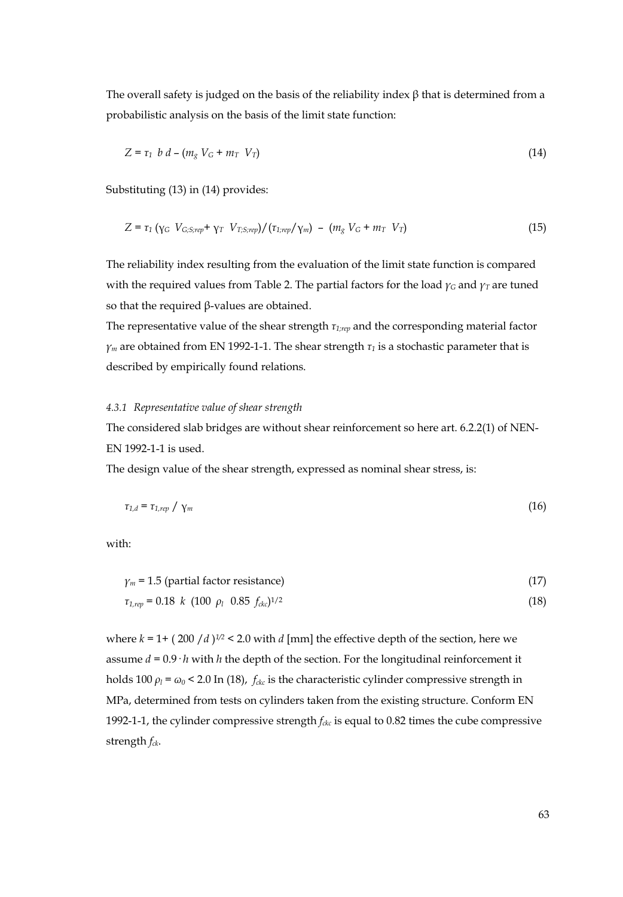The overall safety is judged on the basis of the reliability index β that is determined from a probabilistic analysis on the basis of the limit state function:

$$Z = \tau_1 \; b \; d - (m_g \, V_G + m_T \; V_T) \tag{14}$$

Substituting (13) in (14) provides:

$$Z = \tau_1 \, (\gamma_G \; V_{G;S;rep} + \gamma_T \; V_{T;S;rep}) / (\tau_{1;rep} / \gamma_m) \; - \; (m_g \, V_G + m_T \; V_T) \tag{15}$$

The reliability index resulting from the evaluation of the limit state function is compared with the required values from Table 2. The partial factors for the load $\gamma_G$ and $\gamma_T$ are tuned so that the required β-values are obtained.

The representative value of the shear strength $\tau_{1;rep}$ and the corresponding material factor $\gamma_m$ are obtained from EN 1992-1-1. The shear strength $\tau_1$ is a stochastic parameter that is described by empirically found relations.

#### *4.3.1 Representative value of shear strength*

The considered slab bridges are without shear reinforcement so here art. 6.2.2(1) of NEN-EN 1992-1-1 is used.

The design value of the shear strength, expressed as nominal shear stress, is:

$$\tau_{1,d} = \tau_{1,rep} \; / \; \gamma_m \tag{16}$$

with:

$$\gamma_m = 1.5 \text{ (partial factor resistance)} \tag{17}$$

$$\tau_{1,rep} = 0.18 \;\; k \;\; (100 \;\; \rho_l \;\; 0.85 \;\; f_{ckc})^{1/2} \tag{18}$$

where $k = 1 + (\,200\;/d\,)^{1/2} < 2.0$ with $d$ [mm] the effective depth of the section, here we assume $d = 0.9 \cdot h$ with $h$ the depth of the section. For the longitudinal reinforcement it holds $100\,\rho_l = \omega_0 < 2.0$ In (18), $f_{ckc}$ is the characteristic cylinder compressive strength in MPa, determined from tests on cylinders taken from the existing structure. Conform EN 1992-1-1, the cylinder compressive strength $f_{ckc}$ is equal to 0.82 times the cube compressive strength $f_{ck}$.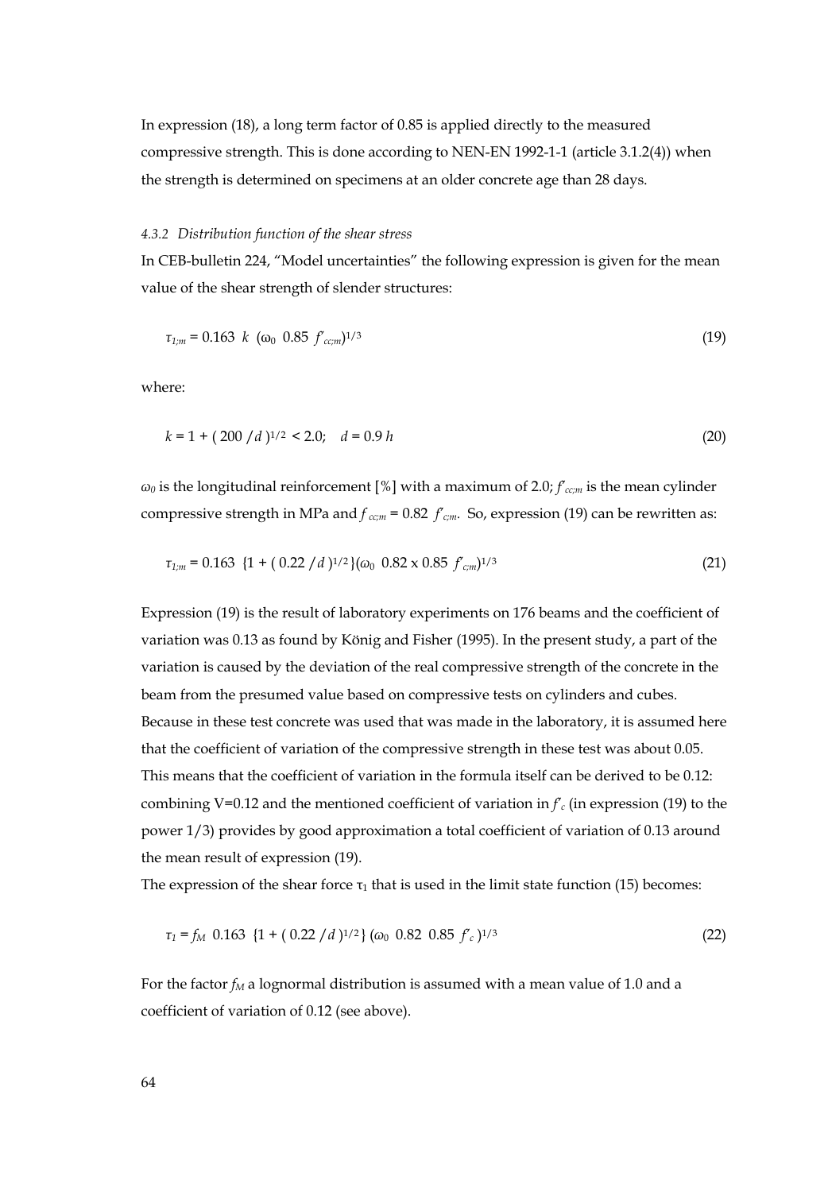In expression (18), a long term factor of 0.85 is applied directly to the measured compressive strength. This is done according to NEN-EN 1992-1-1 (article 3.1.2(4)) when the strength is determined on specimens at an older concrete age than 28 days.

### 4.3.2 *Distribution function of the shear stress*

In CEB-bulletin 224, "Model uncertainties" the following expression is given for the mean value of the shear strength of slender structures:

$$\tau_{1;m} = 0.163 \;\; k \;\; (\omega_0 \;\; 0.85 \;\; f'_{cc;m})^{1/3} \tag{19}$$

where:

$$k = 1 + (\,200\,/\,d\,)^{1/2} < 2.0; \quad d = 0.9\,h \tag{20}$$

$\omega_0$ is the longitudinal reinforcement [%] with a maximum of 2.0; $f'_{cc;m}$ is the mean cylinder compressive strength in MPa and $f_{cc;m} = 0.82 \;\; f'_{c;m}$. So, expression (19) can be rewritten as:

$$\tau_{1;m} = 0.163 \;\; \{1 + (\,0.22\,/\,d\,)^{1/2}\}(\omega_0 \;\; 0.82 \times 0.85 \;\; f'_{c;m})^{1/3} \tag{21}$$

Expression (19) is the result of laboratory experiments on 176 beams and the coefficient of variation was 0.13 as found by König and Fisher (1995). In the present study, a part of the variation is caused by the deviation of the real compressive strength of the concrete in the beam from the presumed value based on compressive tests on cylinders and cubes. Because in these test concrete was used that was made in the laboratory, it is assumed here that the coefficient of variation of the compressive strength in these test was about 0.05. This means that the coefficient of variation in the formula itself can be derived to be 0.12: combining V=0.12 and the mentioned coefficient of variation in $f'_c$ (in expression (19) to the power 1/3) provides by good approximation a total coefficient of variation of 0.13 around the mean result of expression (19).

The expression of the shear force $\tau_1$ that is used in the limit state function (15) becomes:

$$\tau_1 = f_M \;\; 0.163 \;\; \{1 + (\,0.22\,/\,d\,)^{1/2}\}\,(\omega_0 \;\; 0.82 \;\; 0.85 \;\; f'_c\,)^{1/3} \tag{22}$$

For the factor $f_M$ a lognormal distribution is assumed with a mean value of 1.0 and a coefficient of variation of 0.12 (see above).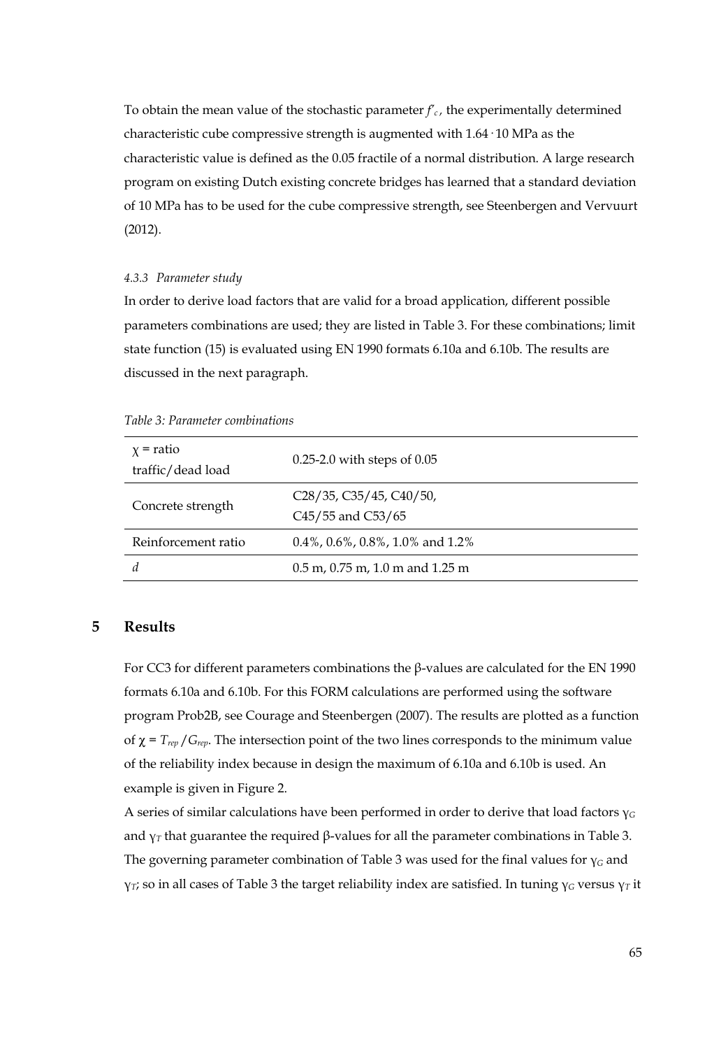To obtain the mean value of the stochastic parameter $f'_c$, the experimentally determined characteristic cube compressive strength is augmented with $1.64 \cdot 10$ MPa as the characteristic value is defined as the 0.05 fractile of a normal distribution. A large research program on existing Dutch existing concrete bridges has learned that a standard deviation of 10 MPa has to be used for the cube compressive strength, see Steenbergen and Vervuurt (2012).

#### *4.3.3 Parameter study*

In order to derive load factors that are valid for a broad application, different possible parameters combinations are used; they are listed in Table 3. For these combinations; limit state function (15) is evaluated using EN 1990 formats 6.10a and 6.10b. The results are discussed in the next paragraph.

*Table 3: Parameter combinations*

| | |
|---|---|
| $\chi$ = ratio traffic/dead load | 0.25-2.0 with steps of 0.05 |
| Concrete strength | C28/35, C35/45, C40/50, C45/55 and C53/65 |
| Reinforcement ratio | 0.4%, 0.6%, 0.8%, 1.0% and 1.2% |
| $d$ | 0.5 m, 0.75 m, 1.0 m and 1.25 m |

## 5 Results

For CC3 for different parameters combinations the β-values are calculated for the EN 1990 formats 6.10a and 6.10b. For this FORM calculations are performed using the software program Prob2B, see Courage and Steenbergen (2007). The results are plotted as a function of $\chi = T_{rep} / G_{rep}$. The intersection point of the two lines corresponds to the minimum value of the reliability index because in design the maximum of 6.10a and 6.10b is used. An example is given in Figure 2.

A series of similar calculations have been performed in order to derive that load factors $\gamma_G$ and $\gamma_T$ that guarantee the required β-values for all the parameter combinations in Table 3. The governing parameter combination of Table 3 was used for the final values for $\gamma_G$ and $\gamma_T$; so in all cases of Table 3 the target reliability index are satisfied. In tuning $\gamma_G$ versus $\gamma_T$ it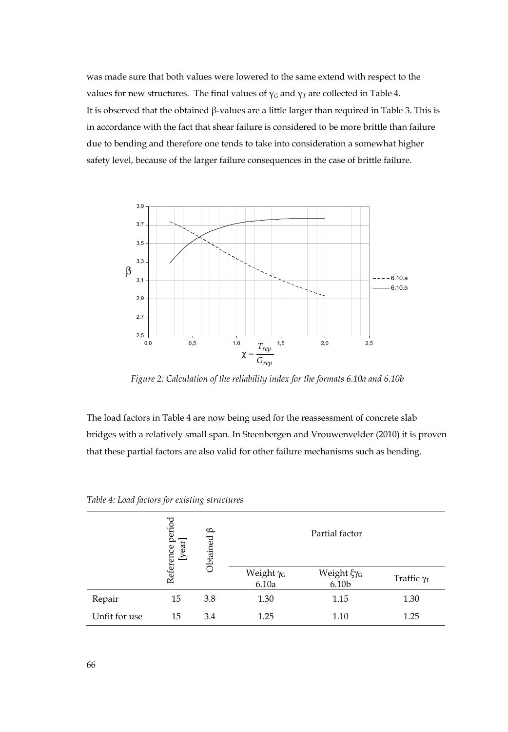was made sure that both values were lowered to the same extend with respect to the values for new structures. The final values of $\gamma_G$ and $\gamma_T$ are collected in Table 4.
It is observed that the obtained β-values are a little larger than required in Table 3. This is in accordance with the fact that shear failure is considered to be more brittle than failure due to bending and therefore one tends to take into consideration a somewhat higher safety level, because of the larger failure consequences in the case of brittle failure.

*Figure 2: Calculation of the reliability index for the formats 6.10a and 6.10b*

The load factors in Table 4 are now being used for the reassessment of concrete slab bridges with a relatively small span. In Steenbergen and Vrouwenvelder (2010) it is proven that these partial factors are also valid for other failure mechanisms such as bending.

*Table 4: Load factors for existing structures*

| | Reference period [year] | Obtained β | Partial factor | | |
|---|---|---|---|---|---|
| | | | Weight $\gamma_G$ 6.10a | Weight $\xi\gamma_G$ 6.10b | Traffic $\gamma_T$ |
| Repair | 15 | 3.8 | 1.30 | 1.15 | 1.30 |
| Unfit for use | 15 | 3.4 | 1.25 | 1.10 | 1.25 |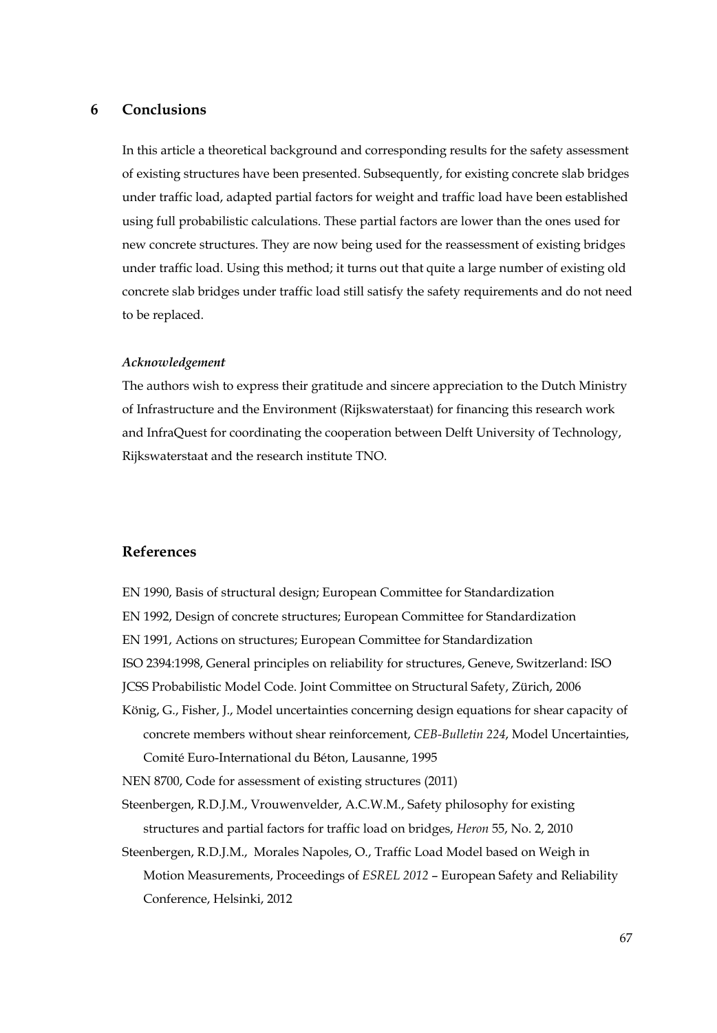## 6 Conclusions

In this article a theoretical background and corresponding results for the safety assessment of existing structures have been presented. Subsequently, for existing concrete slab bridges under traffic load, adapted partial factors for weight and traffic load have been established using full probabilistic calculations. These partial factors are lower than the ones used for new concrete structures. They are now being used for the reassessment of existing bridges under traffic load. Using this method; it turns out that quite a large number of existing old concrete slab bridges under traffic load still satisfy the safety requirements and do not need to be replaced.

***Acknowledgement***

The authors wish to express their gratitude and sincere appreciation to the Dutch Ministry of Infrastructure and the Environment (Rijkswaterstaat) for financing this research work and InfraQuest for coordinating the cooperation between Delft University of Technology, Rijkswaterstaat and the research institute TNO.

## References

EN 1990, Basis of structural design; European Committee for Standardization

EN 1992, Design of concrete structures; European Committee for Standardization

EN 1991, Actions on structures; European Committee for Standardization

ISO 2394:1998, General principles on reliability for structures, Geneve, Switzerland: ISO

JCSS Probabilistic Model Code. Joint Committee on Structural Safety, Zürich, 2006

König, G., Fisher, J., Model uncertainties concerning design equations for shear capacity of concrete members without shear reinforcement, *CEB-Bulletin 224*, Model Uncertainties, Comité Euro-International du Béton, Lausanne, 1995

NEN 8700, Code for assessment of existing structures (2011)

Steenbergen, R.D.J.M., Vrouwenvelder, A.C.W.M., Safety philosophy for existing structures and partial factors for traffic load on bridges, *Heron* 55, No. 2, 2010

Steenbergen, R.D.J.M., Morales Napoles, O., Traffic Load Model based on Weigh in Motion Measurements, Proceedings of *ESREL 2012* – European Safety and Reliability Conference, Helsinki, 2012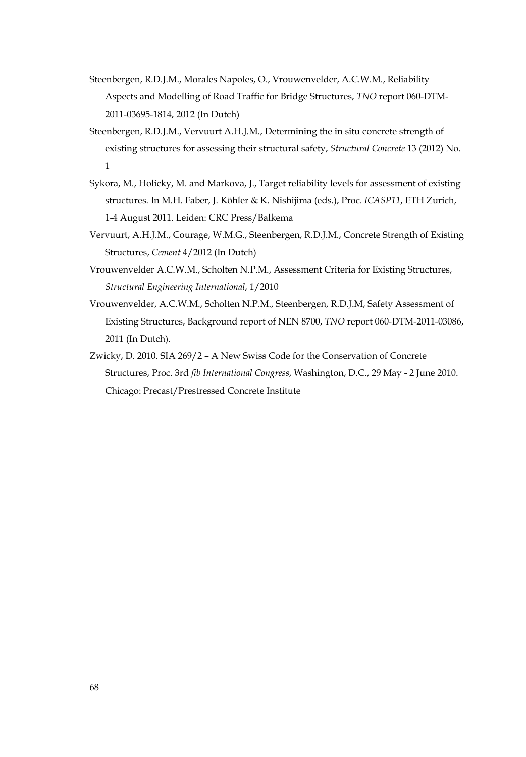Steenbergen, R.D.J.M., Morales Napoles, O., Vrouwenvelder, A.C.W.M., Reliability Aspects and Modelling of Road Traffic for Bridge Structures, *TNO* report 060-DTM-2011-03695-1814, 2012 (In Dutch)

Steenbergen, R.D.J.M., Vervuurt A.H.J.M., Determining the in situ concrete strength of existing structures for assessing their structural safety, *Structural Concrete* 13 (2012) No. 1

Sykora, M., Holicky, M. and Markova, J., Target reliability levels for assessment of existing structures. In M.H. Faber, J. Köhler & K. Nishijima (eds.), Proc. *ICASP11*, ETH Zurich, 1-4 August 2011. Leiden: CRC Press/Balkema

Vervuurt, A.H.J.M., Courage, W.M.G., Steenbergen, R.D.J.M., Concrete Strength of Existing Structures, *Cement* 4/2012 (In Dutch)

Vrouwenvelder A.C.W.M., Scholten N.P.M., Assessment Criteria for Existing Structures, *Structural Engineering International*, 1/2010

Vrouwenvelder, A.C.W.M., Scholten N.P.M., Steenbergen, R.D.J.M, Safety Assessment of Existing Structures, Background report of NEN 8700, *TNO* report 060-DTM-2011-03086, 2011 (In Dutch).

Zwicky, D. 2010. SIA 269/2 – A New Swiss Code for the Conservation of Concrete Structures, Proc. 3rd *fib International Congress*, Washington, D.C., 29 May - 2 June 2010. Chicago: Precast/Prestressed Concrete Institute